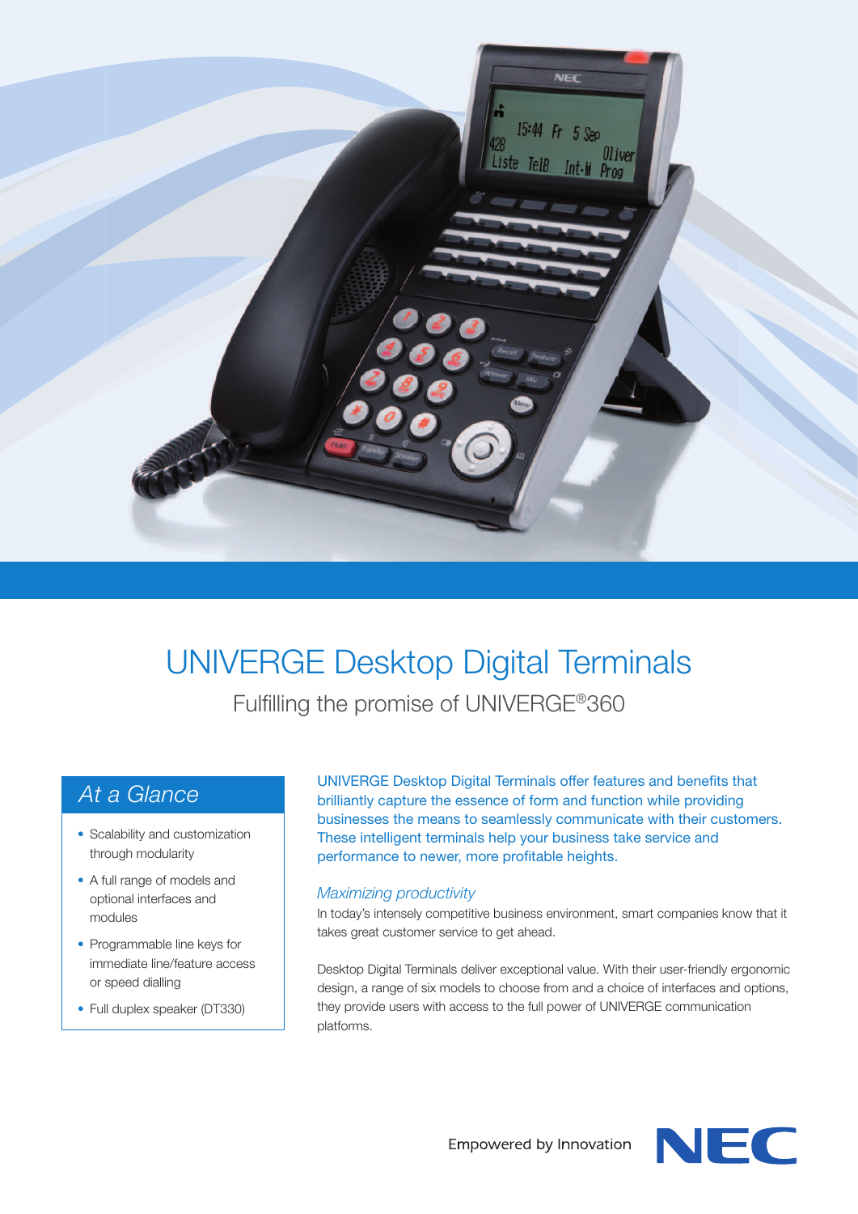# UNIVERGE Desktop Digital Terminals

Fulfilling the promise of UNIVERGE®360

## At a Glance

- Scalability and customization through modularity
- A full range of models and optional interfaces and modules
- Programmable line keys for immediate line/feature access or speed dialling
- Full duplex speaker (DT330)

UNIVERGE Desktop Digital Terminals offer features and benefits that brilliantly capture the essence of form and function while providing businesses the means to seamlessly communicate with their customers. These intelligent terminals help your business take service and performance to newer, more profitable heights.

### *Maximizing productivity*

In today's intensely competitive business environment, smart companies know that it takes great customer service to get ahead.

Desktop Digital Terminals deliver exceptional value. With their user-friendly ergonomic design, a range of six models to choose from and a choice of interfaces and options, they provide users with access to the full power of UNIVERGE communication platforms.

Empowered by Innovation NEC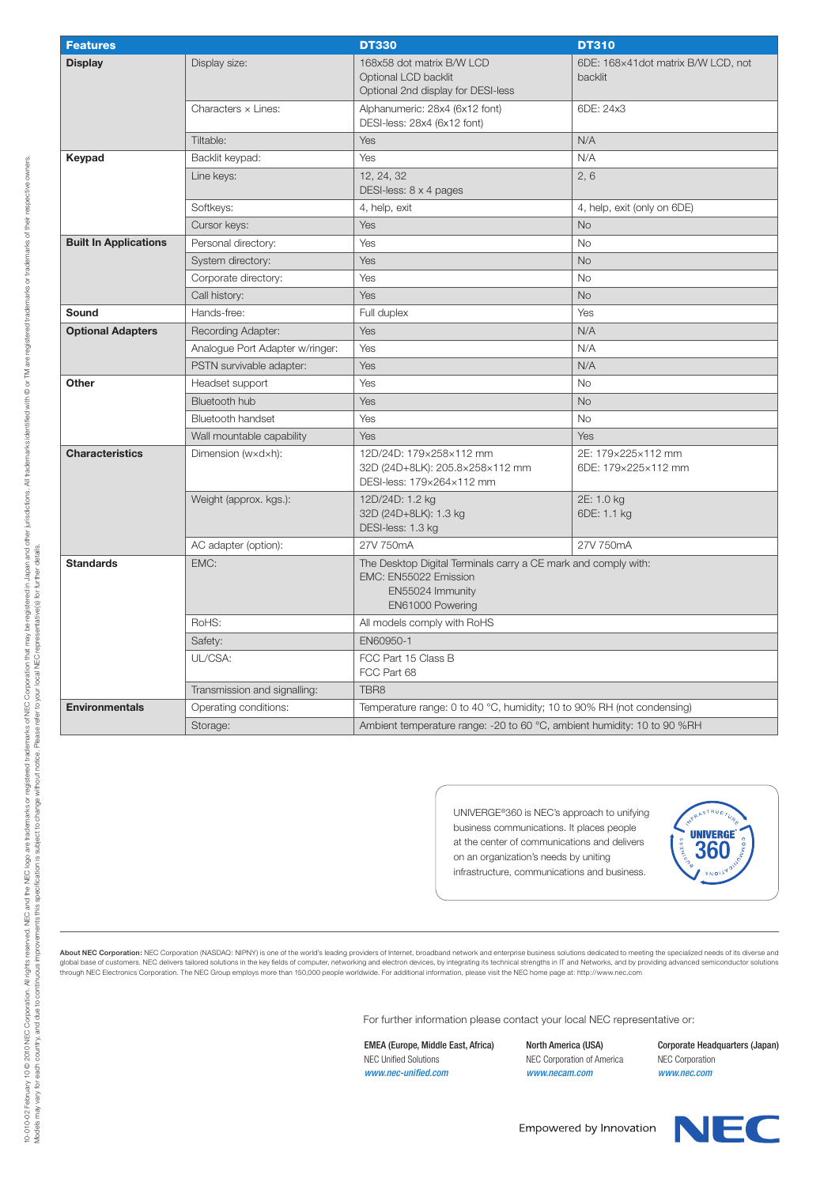| Features | | DT330 | DT310 |
|---|---|---|---|
| **Display** | Display size: | 168x58 dot matrix B/W LCD<br>Optional LCD backlit<br>Optional 2nd display for DESI-less | 6DE: 168×41dot matrix B/W LCD, not backlit |
| | Characters × Lines: | Alphanumeric: 28x4 (6x12 font)<br>DESI-less: 28x4 (6x12 font) | 6DE: 24x3 |
| | Tiltable: | Yes | N/A |
| **Keypad** | Backlit keypad: | Yes | N/A |
| | Line keys: | 12, 24, 32<br>DESI-less: 8 x 4 pages | 2, 6 |
| | Softkeys: | 4, help, exit | 4, help, exit (only on 6DE) |
| | Cursor keys: | Yes | No |
| **Built In Applications** | Personal directory: | Yes | No |
| | System directory: | Yes | No |
| | Corporate directory: | Yes | No |
| | Call history: | Yes | No |
| **Sound** | Hands-free: | Full duplex | Yes |
| **Optional Adapters** | Recording Adapter: | Yes | N/A |
| | Analogue Port Adapter w/ringer: | Yes | N/A |
| | PSTN survivable adapter: | Yes | N/A |
| **Other** | Headset support | Yes | No |
| | Bluetooth hub | Yes | No |
| | Bluetooth handset | Yes | No |
| | Wall mountable capability | Yes | Yes |
| **Characteristics** | Dimension (w×d×h): | 12D/24D: 179×258×112 mm<br>32D (24D+8LK): 205.8×258×112 mm<br>DESI-less: 179×264×112 mm | 2E: 179×225×112 mm<br>6DE: 179×225×112 mm |
| | Weight (approx. kgs.): | 12D/24D: 1.2 kg<br>32D (24D+8LK): 1.3 kg<br>DESI-less: 1.3 kg | 2E: 1.0 kg<br>6DE: 1.1 kg |
| | AC adapter (option): | 27V 750mA | 27V 750mA |
| **Standards** | EMC: | The Desktop Digital Terminals carry a CE mark and comply with:<br>EMC: EN55022 Emission<br>EN55024 Immunity<br>EN61000 Powering | |
| | RoHS: | All models comply with RoHS | |
| | Safety: | EN60950-1 | |
| | UL/CSA: | FCC Part 15 Class B<br>FCC Part 68 | |
| | Transmission and signalling: | TBR8 | |
| **Environmentals** | Operating conditions: | Temperature range: 0 to 40 °C, humidity; 10 to 90% RH (not condensing) | |
| | Storage: | Ambient temperature range: -20 to 60 °C, ambient humidity: 10 to 90 %RH | |

UNIVERGE®360 is NEC's approach to unifying business communications. It places people at the center of communications and delivers on an organization's needs by uniting infrastructure, communications and business.

**About NEC Corporation:** NEC Corporation (NASDAQ: NIPNY) is one of the world's leading providers of Internet, broadband network and enterprise business solutions dedicated to meeting the specialized needs of its diverse and global base of customers. NEC delivers tailored solutions in the key fields of computer, networking and electron devices, by integrating its technical strengths in IT and Networks, and by providing advanced semiconductor solutions through NEC Electronics Corporation. The NEC Group employs more than 150,000 people worldwide. For additional information, please visit the NEC home page at: http://www.nec.com

For further information please contact your local NEC representative or:

**EMEA (Europe, Middle East, Africa)**
NEC Unified Solutions
*www.nec-unified.com*

**North America (USA)**
NEC Corporation of America
*www.necam.com*

**Corporate Headquarters (Japan)**
NEC Corporation
*www.nec.com*

Empowered by Innovation

NEC

10-010-02 February 10 © 2010 NEC Corporation. All rights reserved. NEC and the NEC logo are trademarks or registered trademarks of NEC Corporation that may be registered in Japan and other jurisdictions. All trademarks identified with ® or TM are registered trademarks or trademarks of their respective owners. Models may vary for each country, and due to continuous improvements this specification is subject to change without notice. Please refer to your local NEC representative(s) for further details.